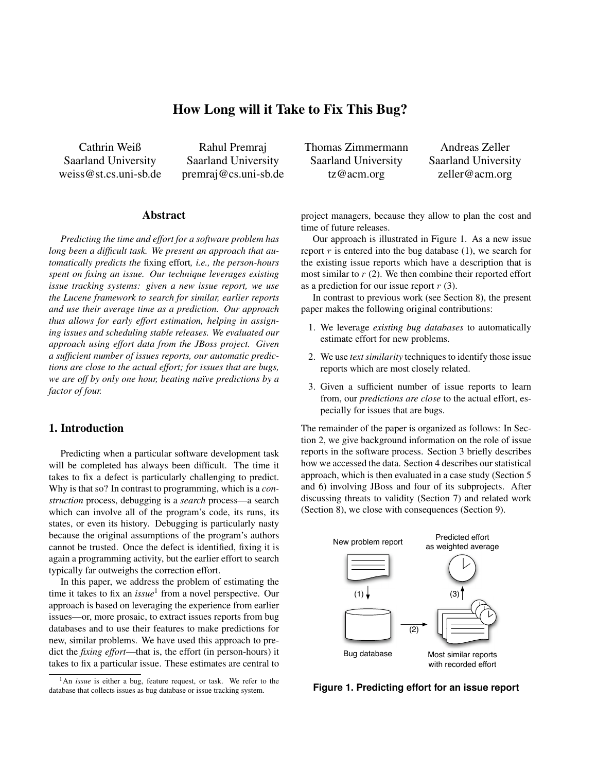# How Long will it Take to Fix This Bug?

Cathrin Weiß
Saarland University
weiss@st.cs.uni-sb.de

Rahul Premraj
Saarland University
premraj@cs.uni-sb.de

Thomas Zimmermann
Saarland University
tz@acm.org

Andreas Zeller
Saarland University
zeller@acm.org

## Abstract

*Predicting the time and effort for a software problem has long been a difficult task. We present an approach that automatically predicts the* fixing effort*, i.e., the person-hours spent on fixing an issue. Our technique leverages existing issue tracking systems: given a new issue report, we use the Lucene framework to search for similar, earlier reports and use their average time as a prediction. Our approach thus allows for early effort estimation, helping in assigning issues and scheduling stable releases. We evaluated our approach using effort data from the JBoss project. Given a sufficient number of issues reports, our automatic predictions are close to the actual effort; for issues that are bugs, we are off by only one hour, beating naïve predictions by a factor of four.*

## 1. Introduction

Predicting when a particular software development task will be completed has always been difficult. The time it takes to fix a defect is particularly challenging to predict. Why is that so? In contrast to programming, which is a *construction* process, debugging is a *search* process—a search which can involve all of the program's code, its runs, its states, or even its history. Debugging is particularly nasty because the original assumptions of the program's authors cannot be trusted. Once the defect is identified, fixing it is again a programming activity, but the earlier effort to search typically far outweighs the correction effort.

In this paper, we address the problem of estimating the time it takes to fix an *issue*[1] from a novel perspective. Our approach is based on leveraging the experience from earlier issues—or, more prosaic, to extract issues reports from bug databases and to use their features to make predictions for new, similar problems. We have used this approach to predict the *fixing effort*—that is, the effort (in person-hours) it takes to fix a particular issue. These estimates are central to project managers, because they allow to plan the cost and time of future releases.

Our approach is illustrated in Figure 1. As a new issue report $r$ is entered into the bug database (1), we search for the existing issue reports which have a description that is most similar to $r$ (2). We then combine their reported effort as a prediction for our issue report $r$ (3).

In contrast to previous work (see Section 8), the present paper makes the following original contributions:

1. We leverage *existing bug databases* to automatically estimate effort for new problems.
2. We use *text similarity* techniques to identify those issue reports which are most closely related.
3. Given a sufficient number of issue reports to learn from, our *predictions are close* to the actual effort, especially for issues that are bugs.

The remainder of the paper is organized as follows: In Section 2, we give background information on the role of issue reports in the software process. Section 3 briefly describes how we accessed the data. Section 4 describes our statistical approach, which is then evaluated in a case study (Section 5 and 6) involving JBoss and four of its subprojects. After discussing threats to validity (Section 7) and related work (Section 8), we close with consequences (Section 9).

New problem report | Predicted effort as weighted average | (1) | (3) | Bug database | (2) | Most similar reports with recorded effort

**Figure 1. Predicting effort for an issue report**

[1] An *issue* is either a bug, feature request, or task. We refer to the database that collects issues as bug database or issue tracking system.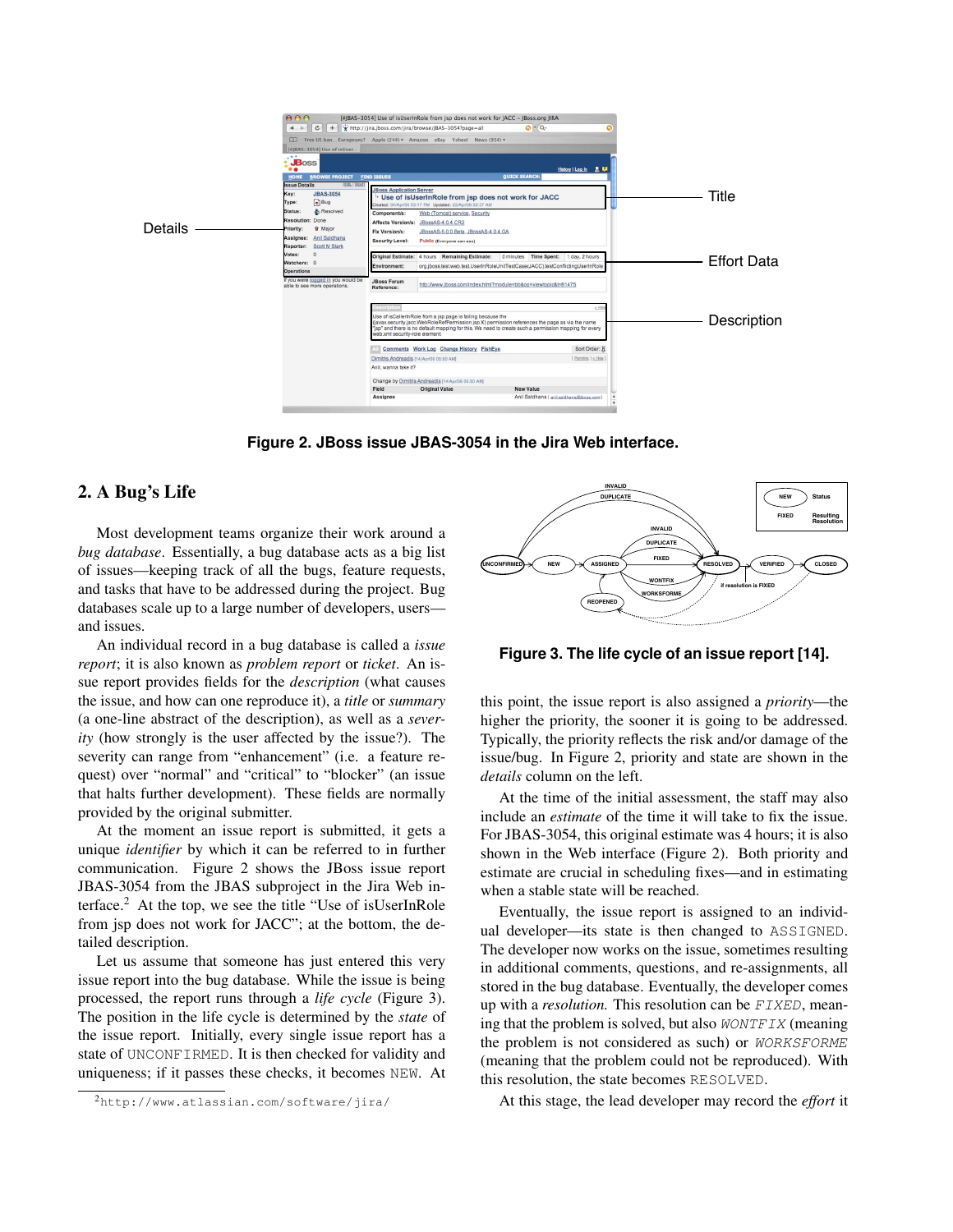Figure 2. JBoss issue JBAS-3054 in the Jira Web interface.

Figure 3. The life cycle of an issue report [14].

## 2. A Bug's Life

Most development teams organize their work around a *bug database*. Essentially, a bug database acts as a big list of issues—keeping track of all the bugs, feature requests, and tasks that have to be addressed during the project. Bug databases scale up to a large number of developers, users—and issues.

An individual record in a bug database is called a *issue report*; it is also known as *problem report* or *ticket*. An issue report provides fields for the *description* (what causes the issue, and how can one reproduce it), a *title* or *summary* (a one-line abstract of the description), as well as a *severity* (how strongly is the user affected by the issue?). The severity can range from "enhancement" (i.e. a feature request) over "normal" and "critical" to "blocker" (an issue that halts further development). These fields are normally provided by the original submitter.

At the moment an issue report is submitted, it gets a unique *identifier* by which it can be referred to in further communication. Figure 2 shows the JBoss issue report JBAS-3054 from the JBAS subproject in the Jira Web interface.[2] At the top, we see the title "Use of isUserInRole from jsp does not work for JACC"; at the bottom, the detailed description.

Let us assume that someone has just entered this very issue report into the bug database. While the issue is being processed, the report runs through a *life cycle* (Figure 3). The position in the life cycle is determined by the *state* of the issue report. Initially, every single issue report has a state of UNCONFIRMED. It is then checked for validity and uniqueness; if it passes these checks, it becomes NEW. At this point, the issue report is also assigned a *priority*—the higher the priority, the sooner it is going to be addressed. Typically, the priority reflects the risk and/or damage of the issue/bug. In Figure 2, priority and state are shown in the *details* column on the left.

At the time of the initial assessment, the staff may also include an *estimate* of the time it will take to fix the issue. For JBAS-3054, this original estimate was 4 hours; it is also shown in the Web interface (Figure 2). Both priority and estimate are crucial in scheduling fixes—and in estimating when a stable state will be reached.

Eventually, the issue report is assigned to an individual developer—its state is then changed to ASSIGNED. The developer now works on the issue, sometimes resulting in additional comments, questions, and re-assignments, all stored in the bug database. Eventually, the developer comes up with a *resolution*. This resolution can be *FIXED*, meaning that the problem is solved, but also *WONTFIX* (meaning the problem is not considered as such) or *WORKSFORME* (meaning that the problem could not be reproduced). With this resolution, the state becomes RESOLVED.

At this stage, the lead developer may record the *effort* it

[2] http://www.atlassian.com/software/jira/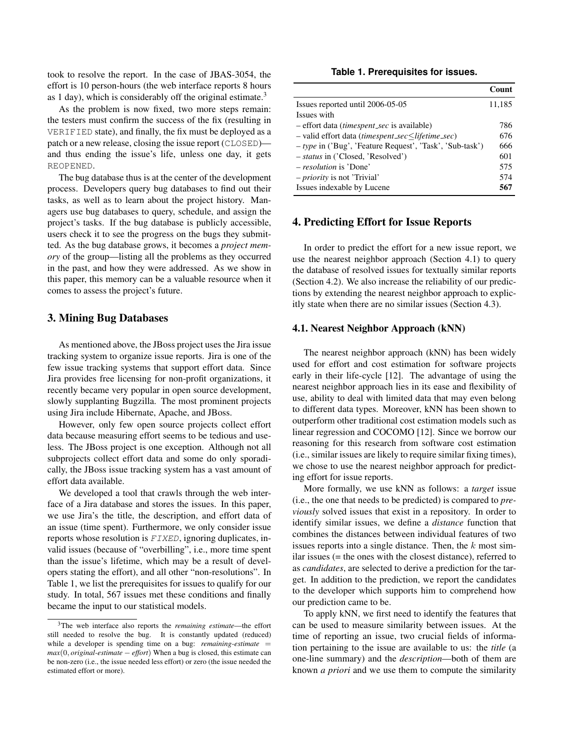took to resolve the report. In the case of JBAS-3054, the effort is 10 person-hours (the web interface reports 8 hours as 1 day), which is considerably off the original estimate.[3]

As the problem is now fixed, two more steps remain: the testers must confirm the success of the fix (resulting in VERIFIED state), and finally, the fix must be deployed as a patch or a new release, closing the issue report (CLOSED)—and thus ending the issue's life, unless one day, it gets REOPENED.

The bug database thus is at the center of the development process. Developers query bug databases to find out their tasks, as well as to learn about the project history. Managers use bug databases to query, schedule, and assign the project's tasks. If the bug database is publicly accessible, users check it to see the progress on the bugs they submitted. As the bug database grows, it becomes a *project memory* of the group—listing all the problems as they occurred in the past, and how they were addressed. As we show in this paper, this memory can be a valuable resource when it comes to assess the project's future.

## 3. Mining Bug Databases

As mentioned above, the JBoss project uses the Jira issue tracking system to organize issue reports. Jira is one of the few issue tracking systems that support effort data. Since Jira provides free licensing for non-profit organizations, it recently became very popular in open source development, slowly supplanting Bugzilla. The most prominent projects using Jira include Hibernate, Apache, and JBoss.

However, only few open source projects collect effort data because measuring effort seems to be tedious and useless. The JBoss project is one exception. Although not all subprojects collect effort data and some do only sporadically, the JBoss issue tracking system has a vast amount of effort data available.

We developed a tool that crawls through the web interface of a Jira database and stores the issues. In this paper, we use Jira's the title, the description, and effort data of an issue (time spent). Furthermore, we only consider issue reports whose resolution is *FIXED*, ignoring duplicates, invalid issues (because of "overbilling", i.e., more time spent than the issue's lifetime, which may be a result of developers stating the effort), and all other "non-resolutions". In Table 1, we list the prerequisites for issues to qualify for our study. In total, 567 issues met these conditions and finally became the input to our statistical models.

[3] The web interface also reports the *remaining estimate*—the effort still needed to resolve the bug. It is constantly updated (reduced) while a developer is spending time on a bug: $remaining\text{-}estimate = max(0, original\text{-}estimate - effort)$ When a bug is closed, this estimate can be non-zero (i.e., the issue needed less effort) or zero (the issue needed the estimated effort or more).

**Table 1. Prerequisites for issues.**

| | **Count** |
|---|---:|
| Issues reported until 2006-05-05 | 11,185 |
| Issues with | |
| – effort data (*timespent_sec* is available) | 786 |
| – valid effort data (*timespent_sec*$\leq$*lifetime_sec*) | 676 |
| – *type* in ('Bug', 'Feature Request', 'Task', 'Sub-task') | 666 |
| – *status* in ('Closed, 'Resolved') | 601 |
| – *resolution* is 'Done' | 575 |
| – *priority* is not 'Trivial' | 574 |
| Issues indexable by Lucene | **567** |

## 4. Predicting Effort for Issue Reports

In order to predict the effort for a new issue report, we use the nearest neighbor approach (Section 4.1) to query the database of resolved issues for textually similar reports (Section 4.2). We also increase the reliability of our predictions by extending the nearest neighbor approach to explicitly state when there are no similar issues (Section 4.3).

### 4.1. Nearest Neighbor Approach (kNN)

The nearest neighbor approach (kNN) has been widely used for effort and cost estimation for software projects early in their life-cycle [12]. The advantage of using the nearest neighbor approach lies in its ease and flexibility of use, ability to deal with limited data that may even belong to different data types. Moreover, kNN has been shown to outperform other traditional cost estimation models such as linear regression and COCOMO [12]. Since we borrow our reasoning for this research from software cost estimation (i.e., similar issues are likely to require similar fixing times), we chose to use the nearest neighbor approach for predicting effort for issue reports.

More formally, we use kNN as follows: a *target* issue (i.e., the one that needs to be predicted) is compared to *previously* solved issues that exist in a repository. In order to identify similar issues, we define a *distance* function that combines the distances between individual features of two issues reports into a single distance. Then, the $k$ most similar issues (= the ones with the closest distance), referred to as *candidates*, are selected to derive a prediction for the target. In addition to the prediction, we report the candidates to the developer which supports him to comprehend how our prediction came to be.

To apply kNN, we first need to identify the features that can be used to measure similarity between issues. At the time of reporting an issue, two crucial fields of information pertaining to the issue are available to us: the *title* (a one-line summary) and the *description*—both of them are known *a priori* and we use them to compute the similarity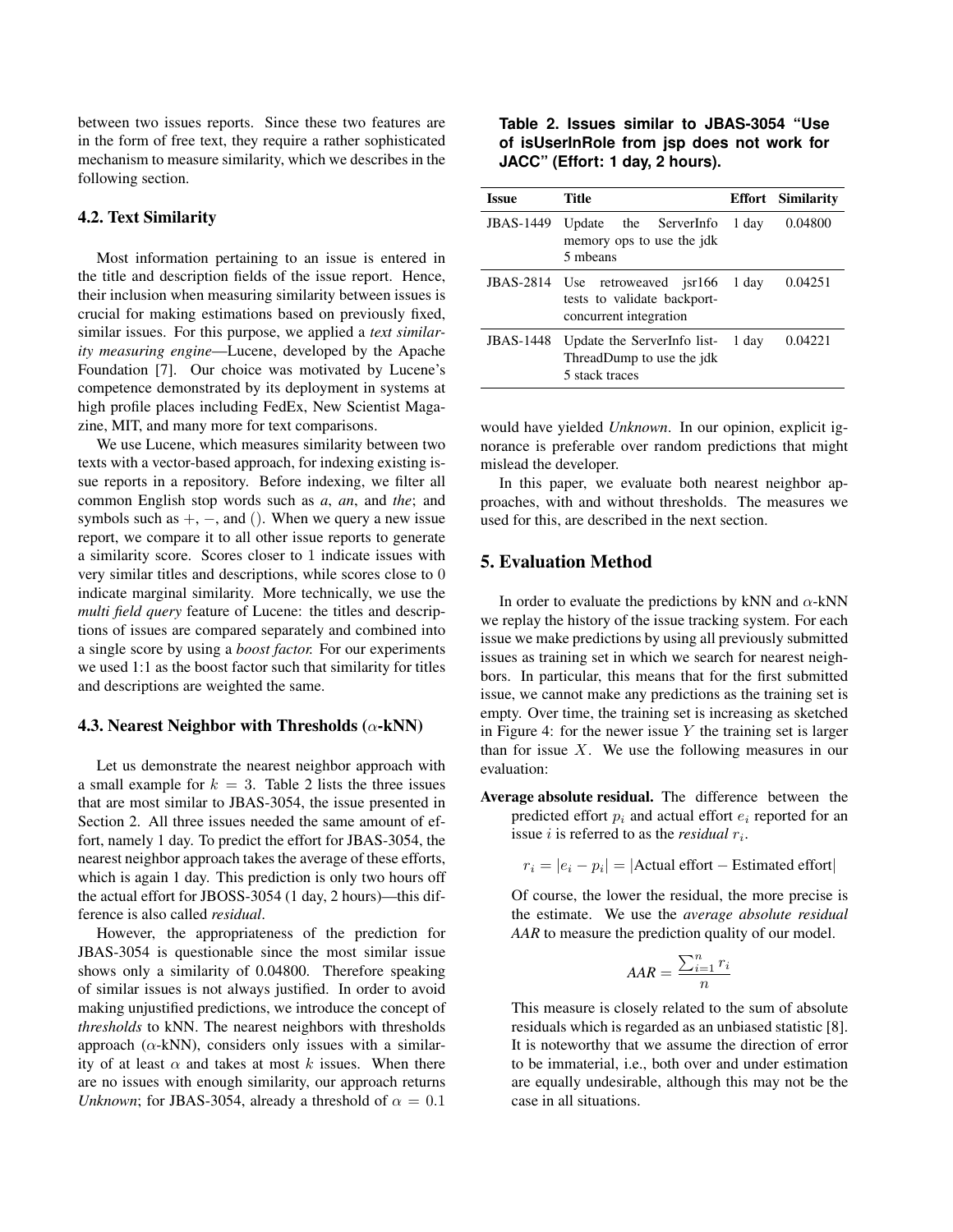between two issues reports. Since these two features are in the form of free text, they require a rather sophisticated mechanism to measure similarity, which we describes in the following section.

### 4.2. Text Similarity

Most information pertaining to an issue is entered in the title and description fields of the issue report. Hence, their inclusion when measuring similarity between issues is crucial for making estimations based on previously fixed, similar issues. For this purpose, we applied a *text similarity measuring engine*—Lucene, developed by the Apache Foundation [7]. Our choice was motivated by Lucene's competence demonstrated by its deployment in systems at high profile places including FedEx, New Scientist Magazine, MIT, and many more for text comparisons.

We use Lucene, which measures similarity between two texts with a vector-based approach, for indexing existing issue reports in a repository. Before indexing, we filter all common English stop words such as *a*, *an*, and *the*; and symbols such as $+$, $-$, and $()$. When we query a new issue report, we compare it to all other issue reports to generate a similarity score. Scores closer to 1 indicate issues with very similar titles and descriptions, while scores close to 0 indicate marginal similarity. More technically, we use the *multi field query* feature of Lucene: the titles and descriptions of issues are compared separately and combined into a single score by using a *boost factor.* For our experiments we used 1:1 as the boost factor such that similarity for titles and descriptions are weighted the same.

### 4.3. Nearest Neighbor with Thresholds ($\alpha$-kNN)

Let us demonstrate the nearest neighbor approach with a small example for $k = 3$. Table 2 lists the three issues that are most similar to JBAS-3054, the issue presented in Section 2. All three issues needed the same amount of effort, namely 1 day. To predict the effort for JBAS-3054, the nearest neighbor approach takes the average of these efforts, which is again 1 day. This prediction is only two hours off the actual effort for JBOSS-3054 (1 day, 2 hours)—this difference is also called *residual*.

However, the appropriateness of the prediction for JBAS-3054 is questionable since the most similar issue shows only a similarity of 0.04800. Therefore speaking of similar issues is not always justified. In order to avoid making unjustified predictions, we introduce the concept of *thresholds* to kNN. The nearest neighbors with thresholds approach ($\alpha$-kNN), considers only issues with a similarity of at least $\alpha$ and takes at most $k$ issues. When there are no issues with enough similarity, our approach returns *Unknown*; for JBAS-3054, already a threshold of $\alpha = 0.1$ would have yielded *Unknown*. In our opinion, explicit ignorance is preferable over random predictions that might mislead the developer.

**Table 2. Issues similar to JBAS-3054 "Use of isUserInRole from jsp does not work for JACC" (Effort: 1 day, 2 hours).**

| Issue | Title | Effort | Similarity |
|---|---|---|---|
| JBAS-1449 | Update the ServerInfo memory ops to use the jdk 5 mbeans | 1 day | 0.04800 |
| JBAS-2814 | Use retroweaved jsr166 tests to validate backport-concurrent integration | 1 day | 0.04251 |
| JBAS-1448 | Update the ServerInfo listThreadDump to use the jdk 5 stack traces | 1 day | 0.04221 |

In this paper, we evaluate both nearest neighbor approaches, with and without thresholds. The measures we used for this, are described in the next section.

## 5. Evaluation Method

In order to evaluate the predictions by kNN and $\alpha$-kNN we replay the history of the issue tracking system. For each issue we make predictions by using all previously submitted issues as training set in which we search for nearest neighbors. In particular, this means that for the first submitted issue, we cannot make any predictions as the training set is empty. Over time, the training set is increasing as sketched in Figure 4: for the newer issue $Y$ the training set is larger than for issue $X$. We use the following measures in our evaluation:

**Average absolute residual.** The difference between the predicted effort $p_i$ and actual effort $e_i$ reported for an issue $i$ is referred to as the *residual* $r_i$.

$$r_i = |e_i - p_i| = |\text{Actual effort} - \text{Estimated effort}|$$

Of course, the lower the residual, the more precise is the estimate. We use the *average absolute residual* *AAR* to measure the prediction quality of our model.

$$AAR = \frac{\sum_{i=1}^{n} r_i}{n}$$

This measure is closely related to the sum of absolute residuals which is regarded as an unbiased statistic [8]. It is noteworthy that we assume the direction of error to be immaterial, i.e., both over and under estimation are equally undesirable, although this may not be the case in all situations.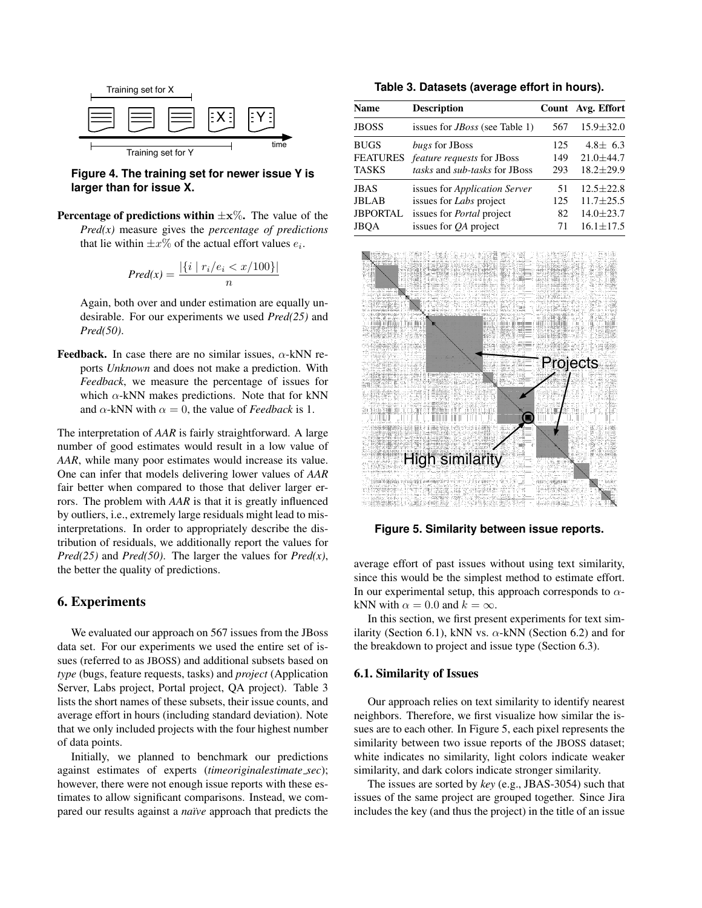Figure 4. The training set for newer issue Y is larger than for issue X.

**Percentage of predictions within $\pm x\%$.** The value of the *Pred(x)* measure gives the *percentage of predictions* that lie within $\pm x\%$ of the actual effort values $e_i$.

$$Pred(x) = \frac{|\{i \mid r_i/e_i < x/100\}|}{n}$$

Again, both over and under estimation are equally undesirable. For our experiments we used *Pred(25)* and *Pred(50)*.

**Feedback.** In case there are no similar issues, $\alpha$-kNN reports *Unknown* and does not make a prediction. With *Feedback*, we measure the percentage of issues for which $\alpha$-kNN makes predictions. Note that for kNN and $\alpha$-kNN with $\alpha = 0$, the value of *Feedback* is 1.

The interpretation of *AAR* is fairly straightforward. A large number of good estimates would result in a low value of *AAR*, while many poor estimates would increase its value. One can infer that models delivering lower values of *AAR* fair better when compared to those that deliver larger errors. The problem with *AAR* is that it is greatly influenced by outliers, i.e., extremely large residuals might lead to misinterpretations. In order to appropriately describe the distribution of residuals, we additionally report the values for *Pred(25)* and *Pred(50)*. The larger the values for *Pred(x)*, the better the quality of predictions.

# 6. Experiments

We evaluated our approach on 567 issues from the JBoss data set. For our experiments we used the entire set of issues (referred to as JBOSS) and additional subsets based on *type* (bugs, feature requests, tasks) and *project* (Application Server, Labs project, Portal project, QA project). Table 3 lists the short names of these subsets, their issue counts, and average effort in hours (including standard deviation). Note that we only included projects with the four highest number of data points.

Initially, we planned to benchmark our predictions against estimates of experts (*timeoriginalestimate_sec*); however, there were not enough issue reports with these estimates to allow significant comparisons. Instead, we compared our results against a *naïve* approach that predicts the

**Table 3. Datasets (average effort in hours).**

| Name | Description | Count | Avg. Effort |
|---|---|---|---|
| JBOSS | issues for *JBoss* (see Table 1) | 567 | 15.9±32.0 |
| BUGS | *bugs* for JBoss | 125 | 4.8± 6.3 |
| FEATURES | *feature requests* for JBoss | 149 | 21.0±44.7 |
| TASKS | *tasks* and *sub-tasks* for JBoss | 293 | 18.2±29.9 |
| JBAS | issues for *Application Server* | 51 | 12.5±22.8 |
| JBLAB | issues for *Labs* project | 125 | 11.7±25.5 |
| JBPORTAL | issues for *Portal* project | 82 | 14.0±23.7 |
| JBQA | issues for *QA* project | 71 | 16.1±17.5 |

Figure 5. Similarity between issue reports.

average effort of past issues without using text similarity, since this would be the simplest method to estimate effort. In our experimental setup, this approach corresponds to $\alpha$-kNN with $\alpha = 0.0$ and $k = \infty$.

In this section, we first present experiments for text similarity (Section 6.1), kNN vs. $\alpha$-kNN (Section 6.2) and for the breakdown to project and issue type (Section 6.3).

## 6.1. Similarity of Issues

Our approach relies on text similarity to identify nearest neighbors. Therefore, we first visualize how similar the issues are to each other. In Figure 5, each pixel represents the similarity between two issue reports of the JBOSS dataset; white indicates no similarity, light colors indicate weaker similarity, and dark colors indicate stronger similarity.

The issues are sorted by *key* (e.g., JBAS-3054) such that issues of the same project are grouped together. Since Jira includes the key (and thus the project) in the title of an issue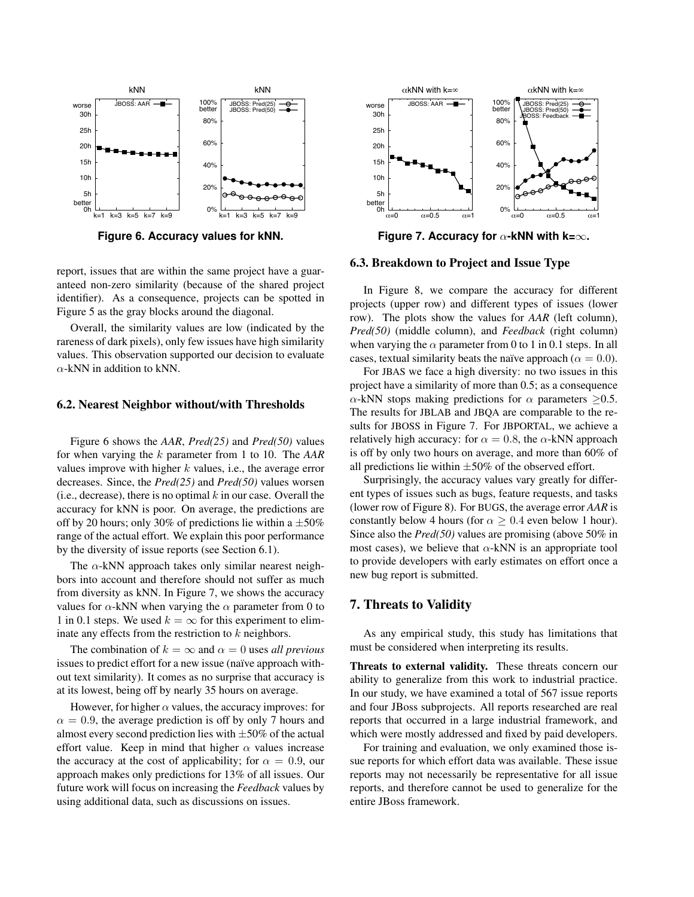Figure 6. Accuracy values for kNN.

Figure 7. Accuracy for $\alpha$-kNN with k=$\infty$.

report, issues that are within the same project have a guaranteed non-zero similarity (because of the shared project identifier). As a consequence, projects can be spotted in Figure 5 as the gray blocks around the diagonal.

Overall, the similarity values are low (indicated by the rareness of dark pixels), only few issues have high similarity values. This observation supported our decision to evaluate $\alpha$-kNN in addition to kNN.

### 6.2. Nearest Neighbor without/with Thresholds

Figure 6 shows the *AAR*, *Pred(25)* and *Pred(50)* values for when varying the $k$ parameter from 1 to 10. The *AAR* values improve with higher $k$ values, i.e., the average error decreases. Since, the *Pred(25)* and *Pred(50)* values worsen (i.e., decrease), there is no optimal $k$ in our case. Overall the accuracy for kNN is poor. On average, the predictions are off by 20 hours; only 30% of predictions lie within a $\pm$50% range of the actual effort. We explain this poor performance by the diversity of issue reports (see Section 6.1).

The $\alpha$-kNN approach takes only similar nearest neighbors into account and therefore should not suffer as much from diversity as kNN. In Figure 7, we shows the accuracy values for $\alpha$-kNN when varying the $\alpha$ parameter from 0 to 1 in 0.1 steps. We used $k = \infty$ for this experiment to eliminate any effects from the restriction to $k$ neighbors.

The combination of $k = \infty$ and $\alpha = 0$ uses *all previous* issues to predict effort for a new issue (naïve approach without text similarity). It comes as no surprise that accuracy is at its lowest, being off by nearly 35 hours on average.

However, for higher $\alpha$ values, the accuracy improves: for $\alpha = 0.9$, the average prediction is off by only 7 hours and almost every second prediction lies with $\pm$50% of the actual effort value. Keep in mind that higher $\alpha$ values increase the accuracy at the cost of applicability; for $\alpha = 0.9$, our approach makes only predictions for 13% of all issues. Our future work will focus on increasing the *Feedback* values by using additional data, such as discussions on issues.

### 6.3. Breakdown to Project and Issue Type

In Figure 8, we compare the accuracy for different projects (upper row) and different types of issues (lower row). The plots show the values for *AAR* (left column), *Pred(50)* (middle column), and *Feedback* (right column) when varying the $\alpha$ parameter from 0 to 1 in 0.1 steps. In all cases, textual similarity beats the naïve approach ($\alpha = 0.0$).

For JBAS we face a high diversity: no two issues in this project have a similarity of more than 0.5; as a consequence $\alpha$-kNN stops making predictions for $\alpha$ parameters $\geq$0.5. The results for JBLAB and JBQA are comparable to the results for JBOSS in Figure 7. For JBPORTAL, we achieve a relatively high accuracy: for $\alpha = 0.8$, the $\alpha$-kNN approach is off by only two hours on average, and more than 60% of all predictions lie within $\pm$50% of the observed effort.

Surprisingly, the accuracy values vary greatly for different types of issues such as bugs, feature requests, and tasks (lower row of Figure 8). For BUGS, the average error *AAR* is constantly below 4 hours (for $\alpha \geq 0.4$ even below 1 hour). Since also the *Pred(50)* values are promising (above 50% in most cases), we believe that $\alpha$-kNN is an appropriate tool to provide developers with early estimates on effort once a new bug report is submitted.

## 7. Threats to Validity

As any empirical study, this study has limitations that must be considered when interpreting its results.

**Threats to external validity.** These threats concern our ability to generalize from this work to industrial practice. In our study, we have examined a total of 567 issue reports and four JBoss subprojects. All reports researched are real reports that occurred in a large industrial framework, and which were mostly addressed and fixed by paid developers.

For training and evaluation, we only examined those issue reports for which effort data was available. These issue reports may not necessarily be representative for all issue reports, and therefore cannot be used to generalize for the entire JBoss framework.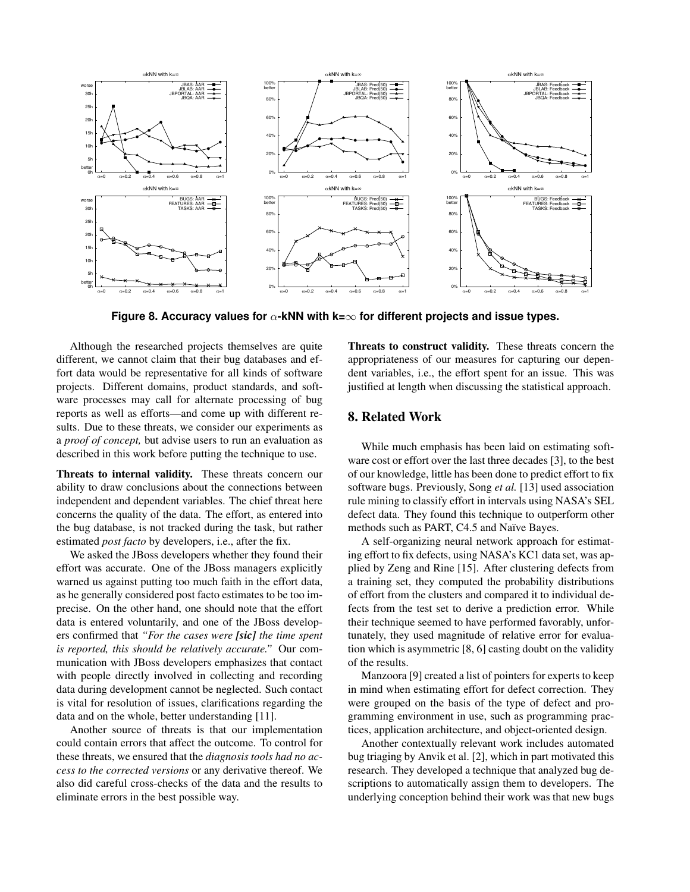**Figure 8. Accuracy values for $\alpha$-kNN with k=$\infty$ for different projects and issue types.**

Although the researched projects themselves are quite different, we cannot claim that their bug databases and effort data would be representative for all kinds of software projects. Different domains, product standards, and software processes may call for alternate processing of bug reports as well as efforts—and come up with different results. Due to these threats, we consider our experiments as a *proof of concept,* but advise users to run an evaluation as described in this work before putting the technique to use.

**Threats to internal validity.** These threats concern our ability to draw conclusions about the connections between independent and dependent variables. The chief threat here concerns the quality of the data. The effort, as entered into the bug database, is not tracked during the task, but rather estimated *post facto* by developers, i.e., after the fix.

We asked the JBoss developers whether they found their effort was accurate. One of the JBoss managers explicitly warned us against putting too much faith in the effort data, as he generally considered post facto estimates to be too imprecise. On the other hand, one should note that the effort data is entered voluntarily, and one of the JBoss developers confirmed that *"For the cases were **[sic]** the time spent is reported, this should be relatively accurate."* Our communication with JBoss developers emphasizes that contact with people directly involved in collecting and recording data during development cannot be neglected. Such contact is vital for resolution of issues, clarifications regarding the data and on the whole, better understanding [11].

Another source of threats is that our implementation could contain errors that affect the outcome. To control for these threats, we ensured that the *diagnosis tools had no access to the corrected versions* or any derivative thereof. We also did careful cross-checks of the data and the results to eliminate errors in the best possible way.

**Threats to construct validity.** These threats concern the appropriateness of our measures for capturing our dependent variables, i.e., the effort spent for an issue. This was justified at length when discussing the statistical approach.

## 8. Related Work

While much emphasis has been laid on estimating software cost or effort over the last three decades [3], to the best of our knowledge, little has been done to predict effort to fix software bugs. Previously, Song *et al.* [13] used association rule mining to classify effort in intervals using NASA's SEL defect data. They found this technique to outperform other methods such as PART, C4.5 and Naïve Bayes.

A self-organizing neural network approach for estimating effort to fix defects, using NASA's KC1 data set, was applied by Zeng and Rine [15]. After clustering defects from a training set, they computed the probability distributions of effort from the clusters and compared it to individual defects from the test set to derive a prediction error. While their technique seemed to have performed favorably, unfortunately, they used magnitude of relative error for evaluation which is asymmetric [8, 6] casting doubt on the validity of the results.

Manzoora [9] created a list of pointers for experts to keep in mind when estimating effort for defect correction. They were grouped on the basis of the type of defect and programming environment in use, such as programming practices, application architecture, and object-oriented design.

Another contextually relevant work includes automated bug triaging by Anvik et al. [2], which in part motivated this research. They developed a technique that analyzed bug descriptions to automatically assign them to developers. The underlying conception behind their work was that new bugs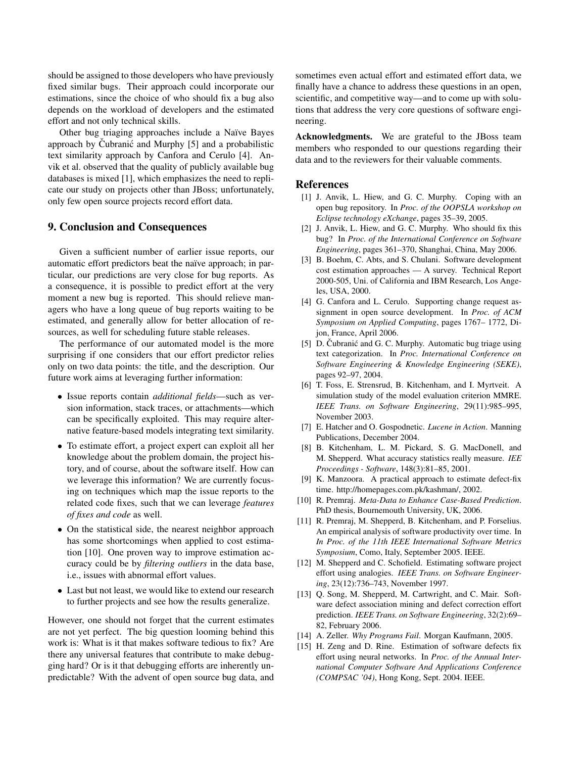should be assigned to those developers who have previously fixed similar bugs. Their approach could incorporate our estimations, since the choice of who should fix a bug also depends on the workload of developers and the estimated effort and not only technical skills.

Other bug triaging approaches include a Naïve Bayes approach by Čubranić and Murphy [5] and a probabilistic text similarity approach by Canfora and Cerulo [4]. Anvik et al. observed that the quality of publicly available bug databases is mixed [1], which emphasizes the need to replicate our study on projects other than JBoss; unfortunately, only few open source projects record effort data.

## 9. Conclusion and Consequences

Given a sufficient number of earlier issue reports, our automatic effort predictors beat the naïve approach; in particular, our predictions are very close for bug reports. As a consequence, it is possible to predict effort at the very moment a new bug is reported. This should relieve managers who have a long queue of bug reports waiting to be estimated, and generally allow for better allocation of resources, as well for scheduling future stable releases.

The performance of our automated model is the more surprising if one considers that our effort predictor relies only on two data points: the title, and the description. Our future work aims at leveraging further information:

- Issue reports contain *additional fields*—such as version information, stack traces, or attachments—which can be specifically exploited. This may require alternative feature-based models integrating text similarity.
- To estimate effort, a project expert can exploit all her knowledge about the problem domain, the project history, and of course, about the software itself. How can we leverage this information? We are currently focusing on techniques which map the issue reports to the related code fixes, such that we can leverage *features of fixes and code* as well.
- On the statistical side, the nearest neighbor approach has some shortcomings when applied to cost estimation [10]. One proven way to improve estimation accuracy could be by *filtering outliers* in the data base, i.e., issues with abnormal effort values.
- Last but not least, we would like to extend our research to further projects and see how the results generalize.

However, one should not forget that the current estimates are not yet perfect. The big question looming behind this work is: What is it that makes software tedious to fix? Are there any universal features that contribute to make debugging hard? Or is it that debugging efforts are inherently unpredictable? With the advent of open source bug data, and sometimes even actual effort and estimated effort data, we finally have a chance to address these questions in an open, scientific, and competitive way—and to come up with solutions that address the very core questions of software engineering.

**Acknowledgments.** We are grateful to the JBoss team members who responded to our questions regarding their data and to the reviewers for their valuable comments.

## References

[1] J. Anvik, L. Hiew, and G. C. Murphy. Coping with an open bug repository. In *Proc. of the OOPSLA workshop on Eclipse technology eXchange*, pages 35–39, 2005.

[2] J. Anvik, L. Hiew, and G. C. Murphy. Who should fix this bug? In *Proc. of the International Conference on Software Engineering*, pages 361–370, Shanghai, China, May 2006.

[3] B. Boehm, C. Abts, and S. Chulani. Software development cost estimation approaches — A survey. Technical Report 2000-505, Uni. of California and IBM Research, Los Angeles, USA, 2000.

[4] G. Canfora and L. Cerulo. Supporting change request assignment in open source development. In *Proc. of ACM Symposium on Applied Computing*, pages 1767– 1772, Dijon, France, April 2006.

[5] D. Čubranić and G. C. Murphy. Automatic bug triage using text categorization. In *Proc. International Conference on Software Engineering & Knowledge Engineering (SEKE)*, pages 92–97, 2004.

[6] T. Foss, E. Strensrud, B. Kitchenham, and I. Myrtveit. A simulation study of the model evaluation criterion MMRE. *IEEE Trans. on Software Engineering*, 29(11):985–995, November 2003.

[7] E. Hatcher and O. Gospodnetic. *Lucene in Action*. Manning Publications, December 2004.

[8] B. Kitchenham, L. M. Pickard, S. G. MacDonell, and M. Shepperd. What accuracy statistics really measure. *IEE Proceedings - Software*, 148(3):81–85, 2001.

[9] K. Manzoora. A practical approach to estimate defect-fix time. http://homepages.com.pk/kashman/, 2002.

[10] R. Premraj. *Meta-Data to Enhance Case-Based Prediction*. PhD thesis, Bournemouth University, UK, 2006.

[11] R. Premraj, M. Shepperd, B. Kitchenham, and P. Forselius. An empirical analysis of software productivity over time. In *In Proc. of the 11th IEEE International Software Metrics Symposium*, Como, Italy, September 2005. IEEE.

[12] M. Shepperd and C. Schofield. Estimating software project effort using analogies. *IEEE Trans. on Software Engineering*, 23(12):736–743, November 1997.

[13] Q. Song, M. Shepperd, M. Cartwright, and C. Mair. Software defect association mining and defect correction effort prediction. *IEEE Trans. on Software Engineering*, 32(2):69–82, February 2006.

[14] A. Zeller. *Why Programs Fail*. Morgan Kaufmann, 2005.

[15] H. Zeng and D. Rine. Estimation of software defects fix effort using neural networks. In *Proc. of the Annual International Computer Software And Applications Conference (COMPSAC '04)*, Hong Kong, Sept. 2004. IEEE.